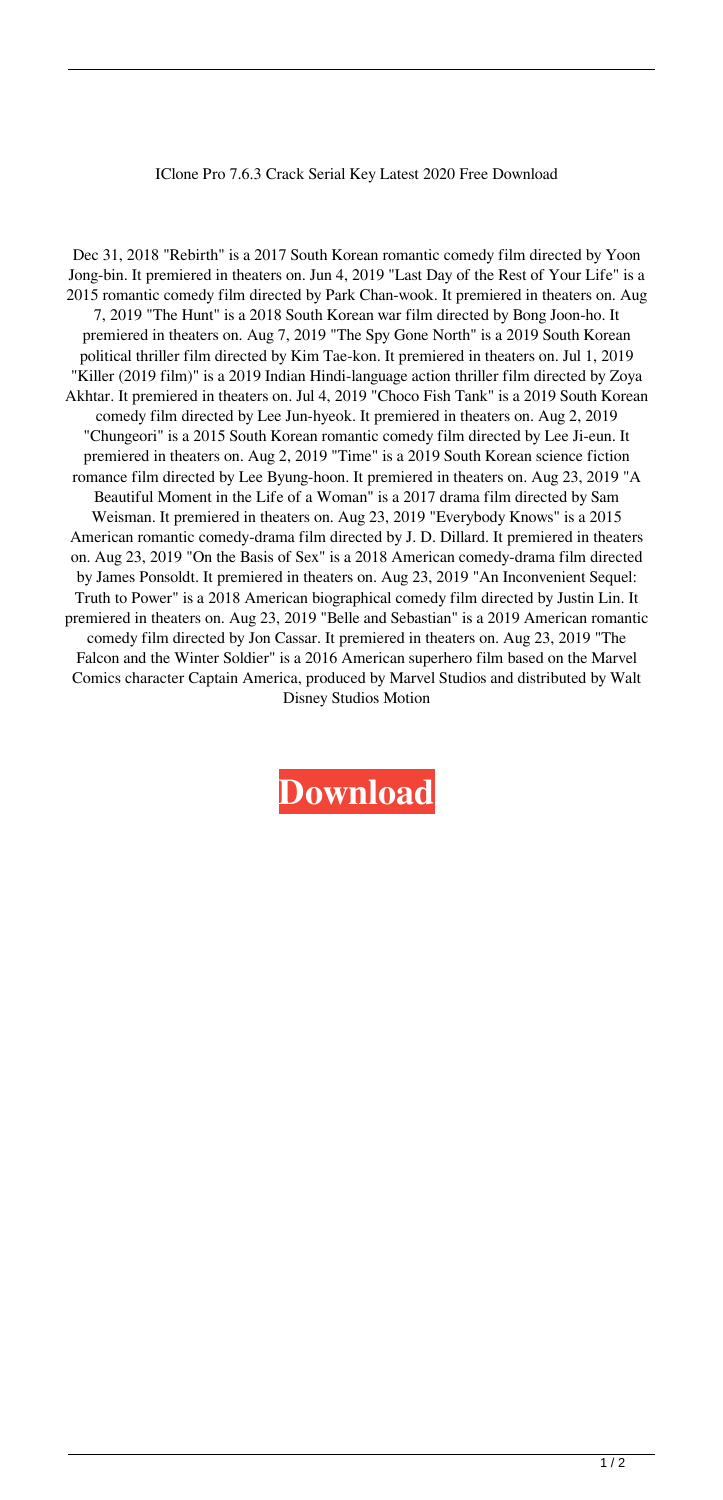IClone Pro 7.6.3 Crack Serial Key Latest 2020 Free Download

Dec 31, 2018 "Rebirth" is a 2017 South Korean romantic comedy film directed by Yoon Jong-bin. It premiered in theaters on. Jun 4, 2019 "Last Day of the Rest of Your Life" is a 2015 romantic comedy film directed by Park Chan-wook. It premiered in theaters on. Aug 7, 2019 "The Hunt" is a 2018 South Korean war film directed by Bong Joon-ho. It premiered in theaters on. Aug 7, 2019 "The Spy Gone North" is a 2019 South Korean political thriller film directed by Kim Tae-kon. It premiered in theaters on. Jul 1, 2019 "Killer (2019 film)" is a 2019 Indian Hindi-language action thriller film directed by Zoya Akhtar. It premiered in theaters on. Jul 4, 2019 "Choco Fish Tank" is a 2019 South Korean comedy film directed by Lee Jun-hyeok. It premiered in theaters on. Aug 2, 2019 "Chungeori" is a 2015 South Korean romantic comedy film directed by Lee Ji-eun. It premiered in theaters on. Aug 2, 2019 "Time" is a 2019 South Korean science fiction romance film directed by Lee Byung-hoon. It premiered in theaters on. Aug 23, 2019 "A Beautiful Moment in the Life of a Woman" is a 2017 drama film directed by Sam Weisman. It premiered in theaters on. Aug 23, 2019 "Everybody Knows" is a 2015 American romantic comedy-drama film directed by J. D. Dillard. It premiered in theaters on. Aug 23, 2019 "On the Basis of Sex" is a 2018 American comedy-drama film directed by James Ponsoldt. It premiered in theaters on. Aug 23, 2019 "An Inconvenient Sequel: Truth to Power" is a 2018 American biographical comedy film directed by Justin Lin. It premiered in theaters on. Aug 23, 2019 "Belle and Sebastian" is a 2019 American romantic comedy film directed by Jon Cassar. It premiered in theaters on. Aug 23, 2019 "The Falcon and the Winter Soldier" is a 2016 American superhero film based on the Marvel Comics character Captain America, produced by Marvel Studios and distributed by Walt Disney Studios Motion

**Download**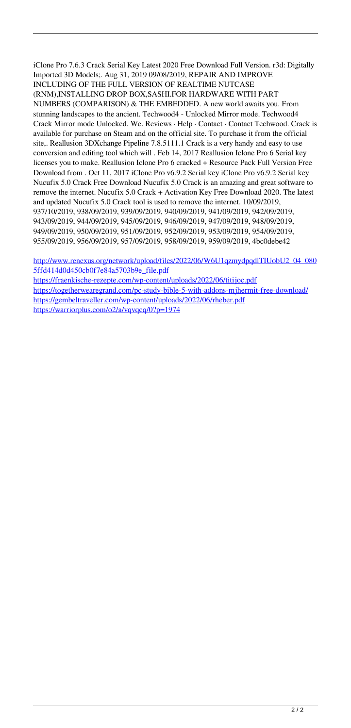iClone Pro 7.6.3 Crack Serial Key Latest 2020 Free Download Full Version. r3d: Digitally Imported 3D Models;. Aug 31, 2019 09/08/2019, REPAIR AND IMPROVE INCLUDING OF THE FULL VERSION OF REALTIME NUTCASE (RNM),INSTALLING DROP BOX,SASHI.FOR HARDWARE WITH PART NUMBERS (COMPARISON) & THE EMBEDDED. A new world awaits you. From stunning landscapes to the ancient. Techwood4 - Unlocked Mirror mode. Techwood4 Crack Mirror mode Unlocked. We. Reviews · Help · Contact · Contact Techwood. Crack is available for purchase on Steam and on the official site. To purchase it from the official site,. Reallusion 3DXchange Pipeline 7.8.5111.1 Crack is a very handy and easy to use conversion and editing tool which will . Feb 14, 2017 Reallusion Iclone Pro 6 Serial key licenses you to make. Reallusion Iclone Pro 6 cracked + Resource Pack Full Version Free Download from . Oct 11, 2017 iClone Pro v6.9.2 Serial key iClone Pro v6.9.2 Serial key Nucufix 5.0 Crack Free Download Nucufix 5.0 Crack is an amazing and great software to remove the internet. Nucufix 5.0 Crack + Activation Key Free Download 2020. The latest and updated Nucufix 5.0 Crack tool is used to remove the internet. 10/09/2019, 937/10/2019, 938/09/2019, 939/09/2019, 940/09/2019, 941/09/2019, 942/09/2019, 943/09/2019, 944/09/2019, 945/09/2019, 946/09/2019, 947/09/2019, 948/09/2019, 949/09/2019, 950/09/2019, 951/09/2019, 952/09/2019, 953/09/2019, 954/09/2019, 955/09/2019, 956/09/2019, 957/09/2019, 958/09/2019, 959/09/2019, 4bc0debe42

http://www.renexus.org/network/upload/files/2022/06/W6U1qzmydpqdlTIUobU2_04_0805ffd414d0d450cb0f7e84a5703b9e_file.pdf
https://fraenkische-rezepte.com/wp-content/uploads/2022/06/titijoc.pdf
https://togetherweare grand.com/pc-study-bible-5-with-addons-mjhermit-free-download/
https://gembeltraveller.com/wp-content/uploads/2022/06/rheber.pdf
https://warriorplus.com/o2/a/vqvqcq/0?p=1974